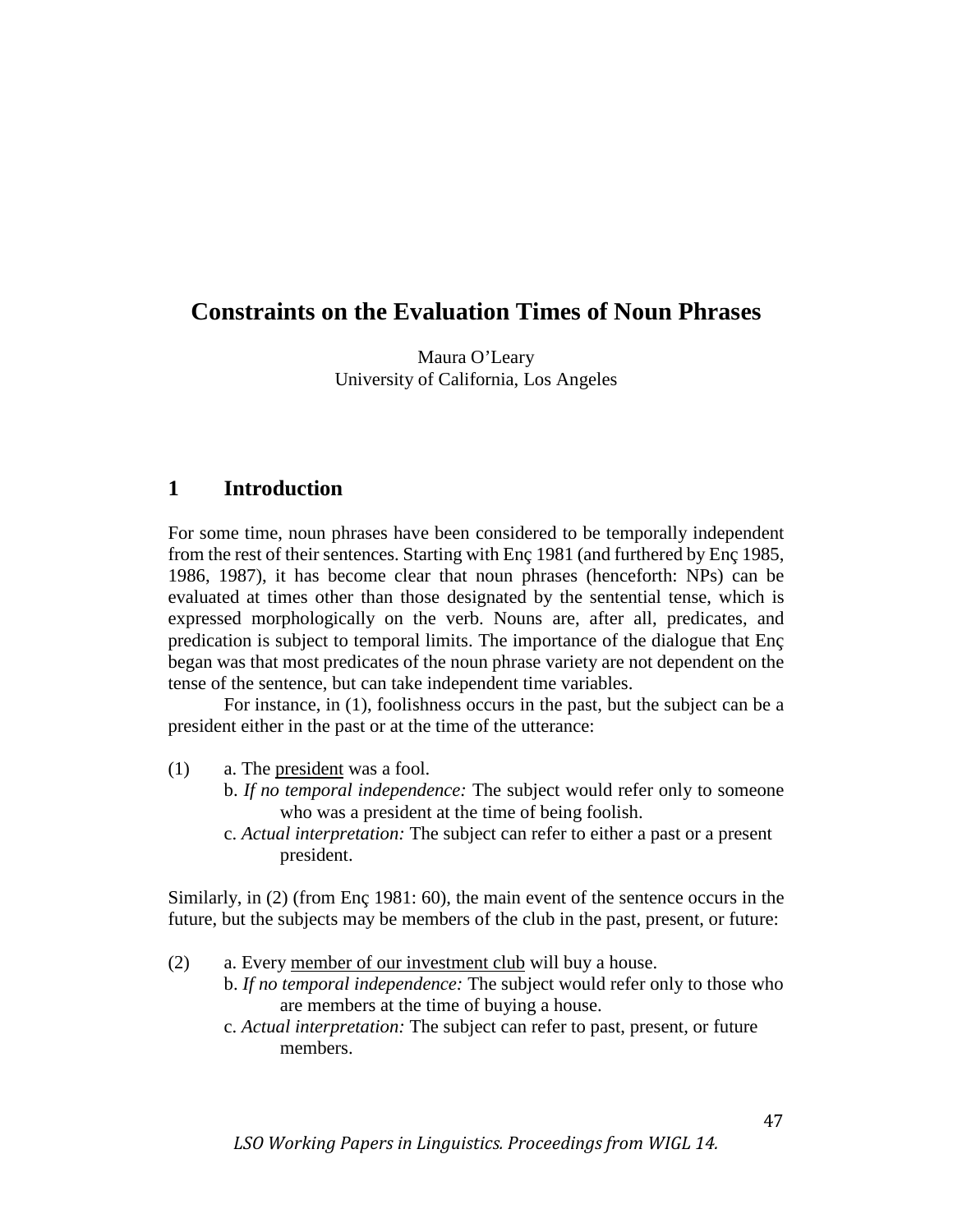# Constraints on the Evaluation Times of Noun Phrases

Maura O'Leary
University of California, Los Angeles

## 1 Introduction

For some time, noun phrases have been considered to be temporally independent from the rest of their sentences. Starting with Enç 1981 (and furthered by Enç 1985, 1986, 1987), it has become clear that noun phrases (henceforth: NPs) can be evaluated at times other than those designated by the sentential tense, which is expressed morphologically on the verb. Nouns are, after all, predicates, and predication is subject to temporal limits. The importance of the dialogue that Enç began was that most predicates of the noun phrase variety are not dependent on the tense of the sentence, but can take independent time variables.

For instance, in (1), foolishness occurs in the past, but the subject can be a president either in the past or at the time of the utterance:

(1) a. The <u>president</u> was a fool.
  b. *If no temporal independence:* The subject would refer only to someone who was a president at the time of being foolish.
  c. *Actual interpretation:* The subject can refer to either a past or a present president.

Similarly, in (2) (from Enç 1981: 60), the main event of the sentence occurs in the future, but the subjects may be members of the club in the past, present, or future:

(2) a. Every <u>member of our investment club</u> will buy a house.
  b. *If no temporal independence:* The subject would refer only to those who are members at the time of buying a house.
  c. *Actual interpretation:* The subject can refer to past, present, or future members.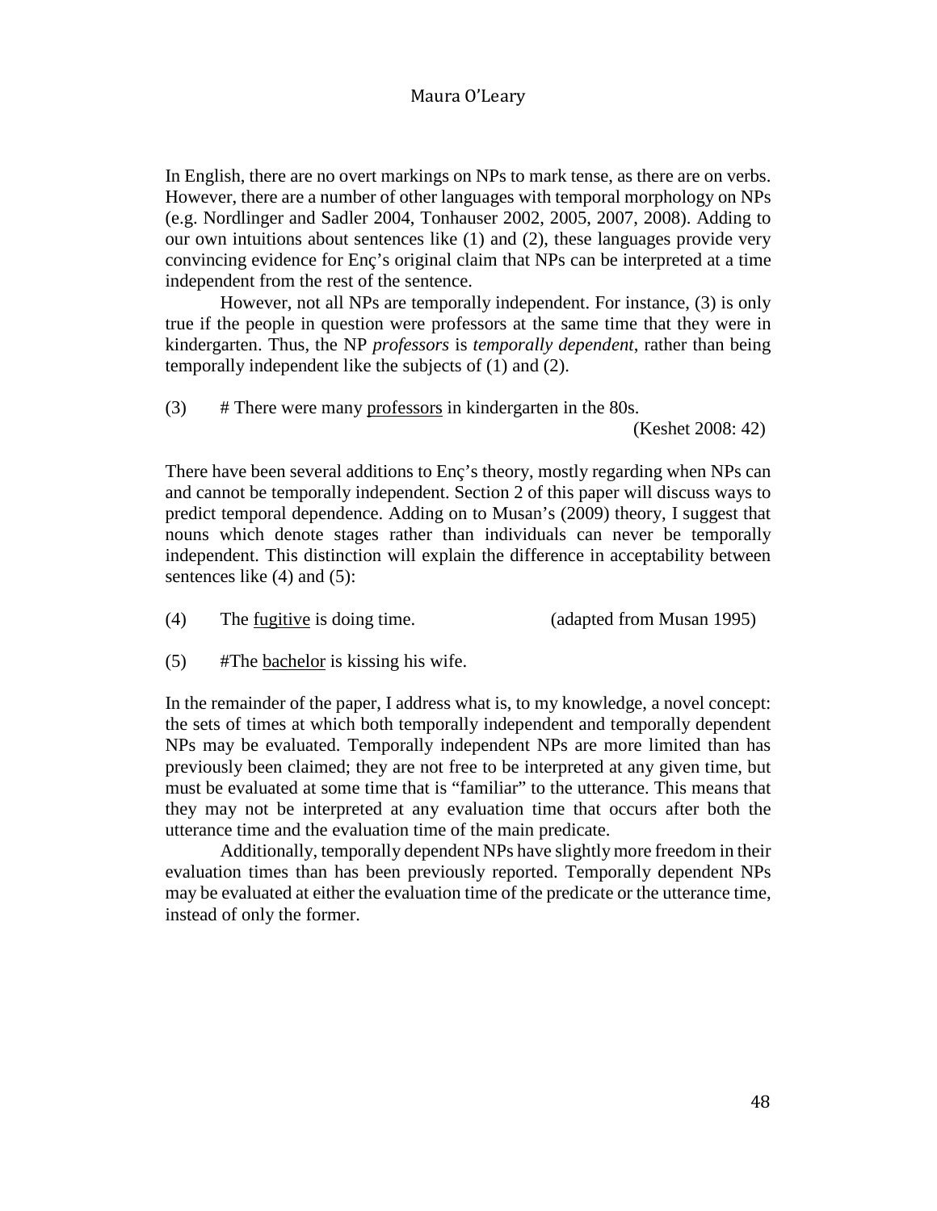In English, there are no overt markings on NPs to mark tense, as there are on verbs. However, there are a number of other languages with temporal morphology on NPs (e.g. Nordlinger and Sadler 2004, Tonhauser 2002, 2005, 2007, 2008). Adding to our own intuitions about sentences like (1) and (2), these languages provide very convincing evidence for Enç's original claim that NPs can be interpreted at a time independent from the rest of the sentence.

However, not all NPs are temporally independent. For instance, (3) is only true if the people in question were professors at the same time that they were in kindergarten. Thus, the NP *professors* is *temporally dependent*, rather than being temporally independent like the subjects of (1) and (2).

(3) # There were many <u>professors</u> in kindergarten in the 80s. (Keshet 2008: 42)

There have been several additions to Enç's theory, mostly regarding when NPs can and cannot be temporally independent. Section 2 of this paper will discuss ways to predict temporal dependence. Adding on to Musan's (2009) theory, I suggest that nouns which denote stages rather than individuals can never be temporally independent. This distinction will explain the difference in acceptability between sentences like (4) and (5):

(4) The <u>fugitive</u> is doing time. (adapted from Musan 1995)

(5) #The <u>bachelor</u> is kissing his wife.

In the remainder of the paper, I address what is, to my knowledge, a novel concept: the sets of times at which both temporally independent and temporally dependent NPs may be evaluated. Temporally independent NPs are more limited than has previously been claimed; they are not free to be interpreted at any given time, but must be evaluated at some time that is "familiar" to the utterance. This means that they may not be interpreted at any evaluation time that occurs after both the utterance time and the evaluation time of the main predicate.

Additionally, temporally dependent NPs have slightly more freedom in their evaluation times than has been previously reported. Temporally dependent NPs may be evaluated at either the evaluation time of the predicate or the utterance time, instead of only the former.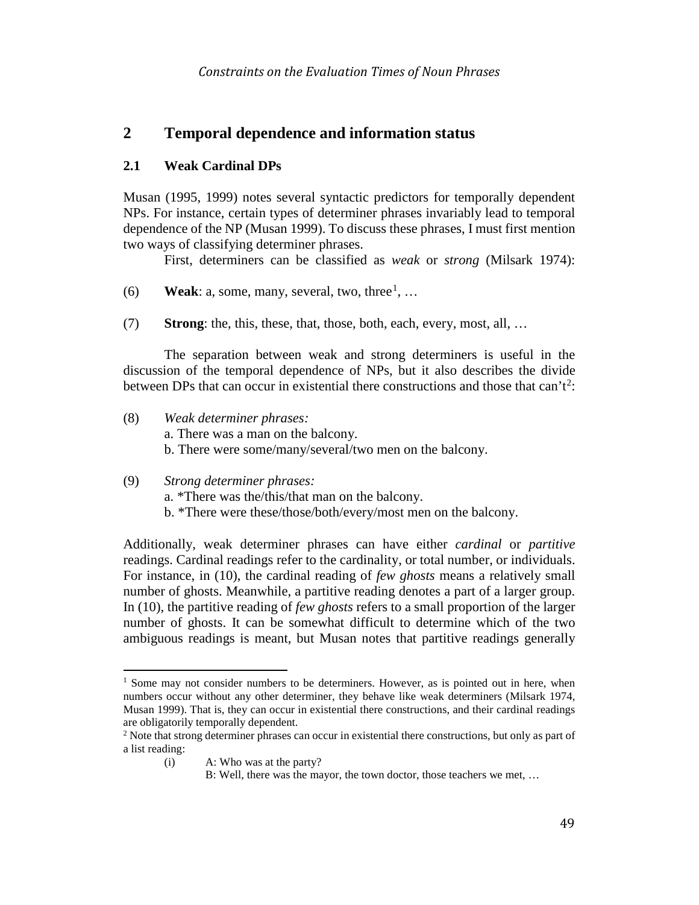## 2 Temporal dependence and information status

### 2.1 Weak Cardinal DPs

Musan (1995, 1999) notes several syntactic predictors for temporally dependent NPs. For instance, certain types of determiner phrases invariably lead to temporal dependence of the NP (Musan 1999). To discuss these phrases, I must first mention two ways of classifying determiner phrases.

First, determiners can be classified as *weak* or *strong* (Milsark 1974):

(6) **Weak**: a, some, many, several, two, three[1], …

(7) **Strong**: the, this, these, that, those, both, each, every, most, all, …

The separation between weak and strong determiners is useful in the discussion of the temporal dependence of NPs, but it also describes the divide between DPs that can occur in existential there constructions and those that can't[2]:

(8) *Weak determiner phrases:*
a. There was a man on the balcony.
b. There were some/many/several/two men on the balcony.

(9) *Strong determiner phrases:*
a. *There was the/this/that man on the balcony.
b. *There were these/those/both/every/most men on the balcony.

Additionally, weak determiner phrases can have either *cardinal* or *partitive* readings. Cardinal readings refer to the cardinality, or total number, or individuals. For instance, in (10), the cardinal reading of *few ghosts* means a relatively small number of ghosts. Meanwhile, a partitive reading denotes a part of a larger group. In (10), the partitive reading of *few ghosts* refers to a small proportion of the larger number of ghosts. It can be somewhat difficult to determine which of the two ambiguous readings is meant, but Musan notes that partitive readings generally

---

[1] Some may not consider numbers to be determiners. However, as is pointed out in here, when numbers occur without any other determiner, they behave like weak determiners (Milsark 1974, Musan 1999). That is, they can occur in existential there constructions, and their cardinal readings are obligatorily temporally dependent.

[2] Note that strong determiner phrases can occur in existential there constructions, but only as part of a list reading:

(i) A: Who was at the party?
B: Well, there was the mayor, the town doctor, those teachers we met, …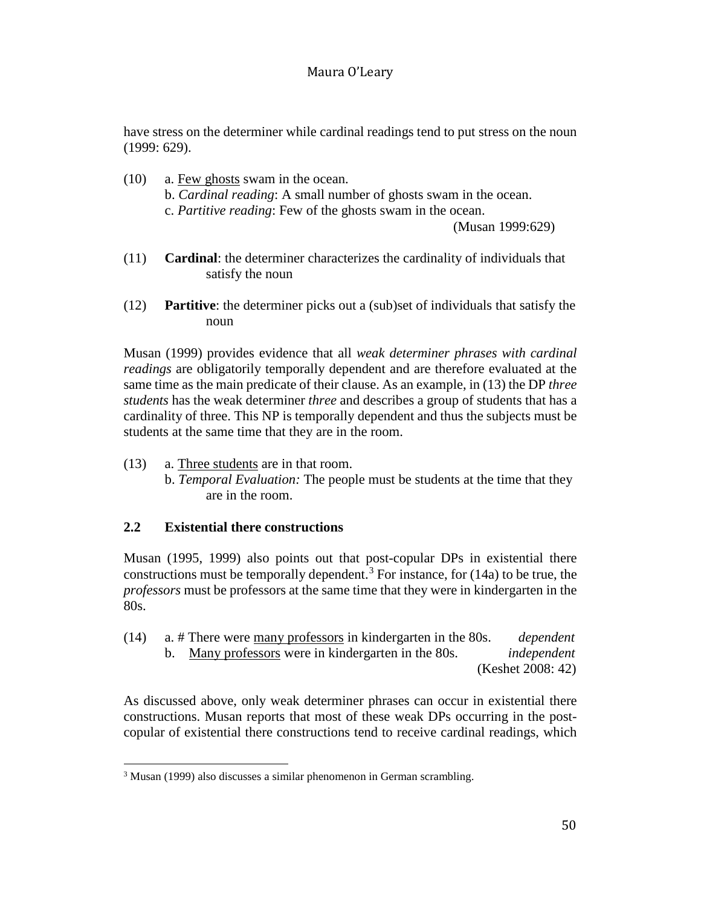have stress on the determiner while cardinal readings tend to put stress on the noun (1999: 629).

(10) a. <u>Few ghosts</u> swam in the ocean.
b. *Cardinal reading*: A small number of ghosts swam in the ocean.
c. *Partitive reading*: Few of the ghosts swam in the ocean.
(Musan 1999:629)

(11) **Cardinal**: the determiner characterizes the cardinality of individuals that satisfy the noun

(12) **Partitive**: the determiner picks out a (sub)set of individuals that satisfy the noun

Musan (1999) provides evidence that all *weak determiner phrases with cardinal readings* are obligatorily temporally dependent and are therefore evaluated at the same time as the main predicate of their clause. As an example, in (13) the DP *three students* has the weak determiner *three* and describes a group of students that has a cardinality of three. This NP is temporally dependent and thus the subjects must be students at the same time that they are in the room.

(13) a. <u>Three students</u> are in that room.
b. *Temporal Evaluation:* The people must be students at the time that they are in the room.

### 2.2 Existential there constructions

Musan (1995, 1999) also points out that post-copular DPs in existential there constructions must be temporally dependent.[3] For instance, for (14a) to be true, the *professors* must be professors at the same time that they were in kindergarten in the 80s.

(14) a. # There were <u>many professors</u> in kindergarten in the 80s. *dependent*
b. <u>Many professors</u> were in kindergarten in the 80s. *independent*
(Keshet 2008: 42)

As discussed above, only weak determiner phrases can occur in existential there constructions. Musan reports that most of these weak DPs occurring in the post-copular of existential there constructions tend to receive cardinal readings, which

[3] Musan (1999) also discusses a similar phenomenon in German scrambling.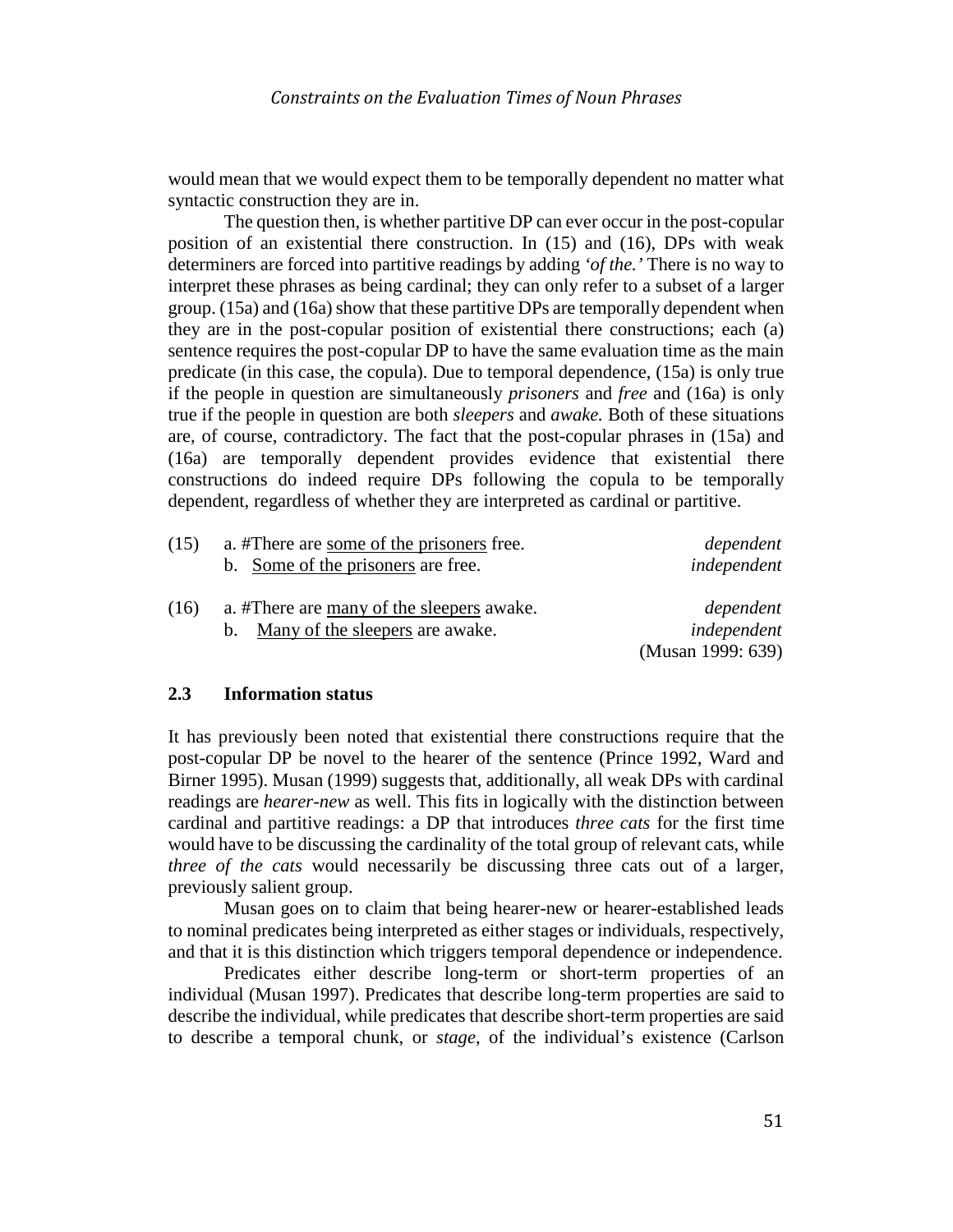would mean that we would expect them to be temporally dependent no matter what syntactic construction they are in.

The question then, is whether partitive DP can ever occur in the post-copular position of an existential there construction. In (15) and (16), DPs with weak determiners are forced into partitive readings by adding *'of the.'* There is no way to interpret these phrases as being cardinal; they can only refer to a subset of a larger group. (15a) and (16a) show that these partitive DPs are temporally dependent when they are in the post-copular position of existential there constructions; each (a) sentence requires the post-copular DP to have the same evaluation time as the main predicate (in this case, the copula). Due to temporal dependence, (15a) is only true if the people in question are simultaneously *prisoners* and *free* and (16a) is only true if the people in question are both *sleepers* and *awake.* Both of these situations are, of course, contradictory. The fact that the post-copular phrases in (15a) and (16a) are temporally dependent provides evidence that existential there constructions do indeed require DPs following the copula to be temporally dependent, regardless of whether they are interpreted as cardinal or partitive.

(15) a. #There are <u>some of the prisoners</u> free. *dependent*
     b. <u>Some of the prisoners</u> are free. *independent*

(16) a. #There are <u>many of the sleepers</u> awake. *dependent*
     b. <u>Many of the sleepers</u> are awake. *independent*
     (Musan 1999: 639)

### 2.3 Information status

It has previously been noted that existential there constructions require that the post-copular DP be novel to the hearer of the sentence (Prince 1992, Ward and Birner 1995). Musan (1999) suggests that, additionally, all weak DPs with cardinal readings are *hearer-new* as well. This fits in logically with the distinction between cardinal and partitive readings: a DP that introduces *three cats* for the first time would have to be discussing the cardinality of the total group of relevant cats, while *three of the cats* would necessarily be discussing three cats out of a larger, previously salient group.

Musan goes on to claim that being hearer-new or hearer-established leads to nominal predicates being interpreted as either stages or individuals, respectively, and that it is this distinction which triggers temporal dependence or independence.

Predicates either describe long-term or short-term properties of an individual (Musan 1997). Predicates that describe long-term properties are said to describe the individual, while predicates that describe short-term properties are said to describe a temporal chunk, or *stage*, of the individual's existence (Carlson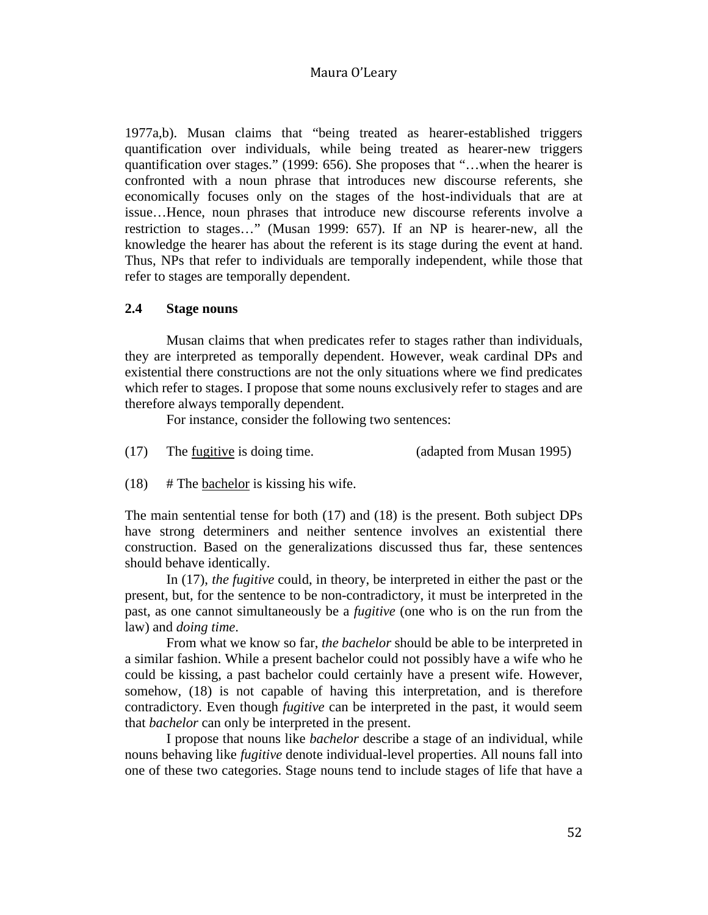1977a,b). Musan claims that "being treated as hearer-established triggers quantification over individuals, while being treated as hearer-new triggers quantification over stages." (1999: 656). She proposes that "…when the hearer is confronted with a noun phrase that introduces new discourse referents, she economically focuses only on the stages of the host-individuals that are at issue…Hence, noun phrases that introduce new discourse referents involve a restriction to stages…" (Musan 1999: 657). If an NP is hearer-new, all the knowledge the hearer has about the referent is its stage during the event at hand. Thus, NPs that refer to individuals are temporally independent, while those that refer to stages are temporally dependent.

### 2.4 Stage nouns

Musan claims that when predicates refer to stages rather than individuals, they are interpreted as temporally dependent. However, weak cardinal DPs and existential there constructions are not the only situations where we find predicates which refer to stages. I propose that some nouns exclusively refer to stages and are therefore always temporally dependent.

For instance, consider the following two sentences:

(17) The <u>fugitive</u> is doing time. (adapted from Musan 1995)

(18) # The <u>bachelor</u> is kissing his wife.

The main sentential tense for both (17) and (18) is the present. Both subject DPs have strong determiners and neither sentence involves an existential there construction. Based on the generalizations discussed thus far, these sentences should behave identically.

In (17), *the fugitive* could, in theory, be interpreted in either the past or the present, but, for the sentence to be non-contradictory, it must be interpreted in the past, as one cannot simultaneously be a *fugitive* (one who is on the run from the law) and *doing time*.

From what we know so far, *the bachelor* should be able to be interpreted in a similar fashion. While a present bachelor could not possibly have a wife who he could be kissing, a past bachelor could certainly have a present wife. However, somehow, (18) is not capable of having this interpretation, and is therefore contradictory. Even though *fugitive* can be interpreted in the past, it would seem that *bachelor* can only be interpreted in the present.

I propose that nouns like *bachelor* describe a stage of an individual, while nouns behaving like *fugitive* denote individual-level properties. All nouns fall into one of these two categories. Stage nouns tend to include stages of life that have a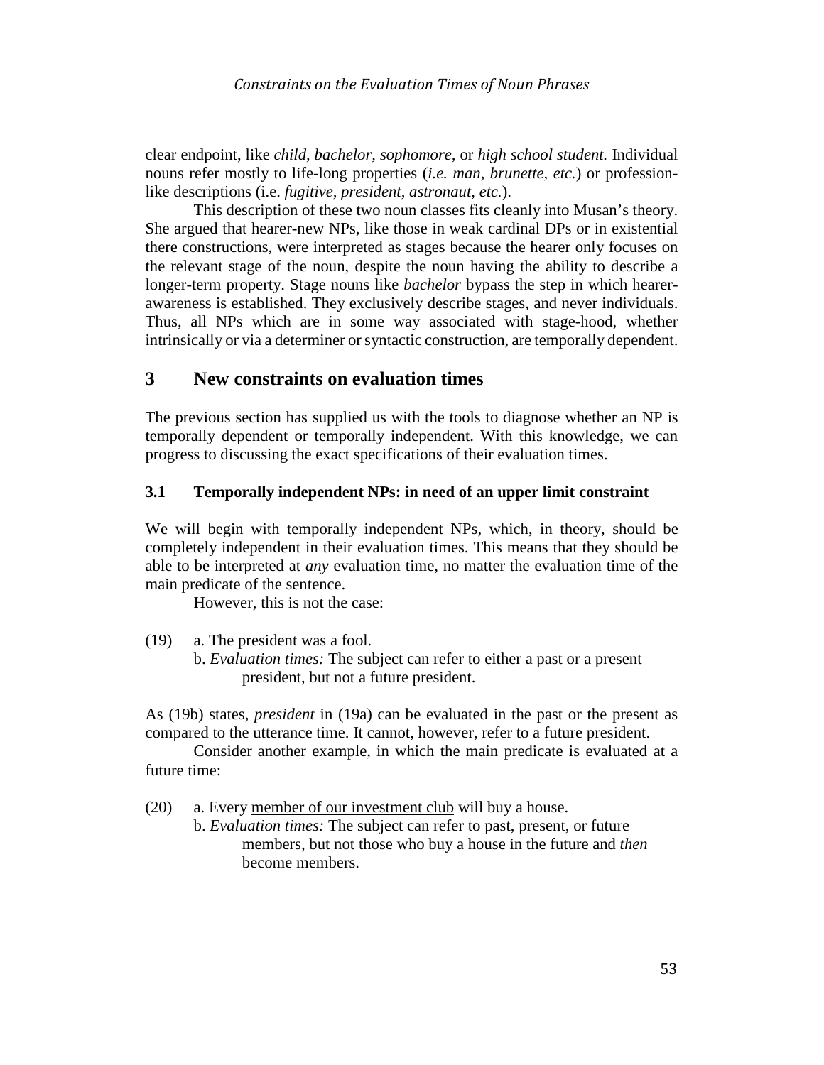clear endpoint, like *child, bachelor, sophomore,* or *high school student.* Individual nouns refer mostly to life-long properties (*i.e. man, brunette, etc.*) or profession-like descriptions (i.e. *fugitive, president, astronaut, etc.*).

This description of these two noun classes fits cleanly into Musan's theory. She argued that hearer-new NPs, like those in weak cardinal DPs or in existential there constructions, were interpreted as stages because the hearer only focuses on the relevant stage of the noun, despite the noun having the ability to describe a longer-term property. Stage nouns like *bachelor* bypass the step in which hearer-awareness is established. They exclusively describe stages, and never individuals. Thus, all NPs which are in some way associated with stage-hood, whether intrinsically or via a determiner or syntactic construction, are temporally dependent.

## 3 New constraints on evaluation times

The previous section has supplied us with the tools to diagnose whether an NP is temporally dependent or temporally independent. With this knowledge, we can progress to discussing the exact specifications of their evaluation times.

### 3.1 Temporally independent NPs: in need of an upper limit constraint

We will begin with temporally independent NPs, which, in theory, should be completely independent in their evaluation times. This means that they should be able to be interpreted at *any* evaluation time, no matter the evaluation time of the main predicate of the sentence.

However, this is not the case:

(19) a. The <u>president</u> was a fool.
  b. *Evaluation times:* The subject can refer to either a past or a present president, but not a future president.

As (19b) states, *president* in (19a) can be evaluated in the past or the present as compared to the utterance time. It cannot, however, refer to a future president.

Consider another example, in which the main predicate is evaluated at a future time:

(20) a. Every <u>member of our investment club</u> will buy a house.
  b. *Evaluation times:* The subject can refer to past, present, or future members, but not those who buy a house in the future and *then* become members.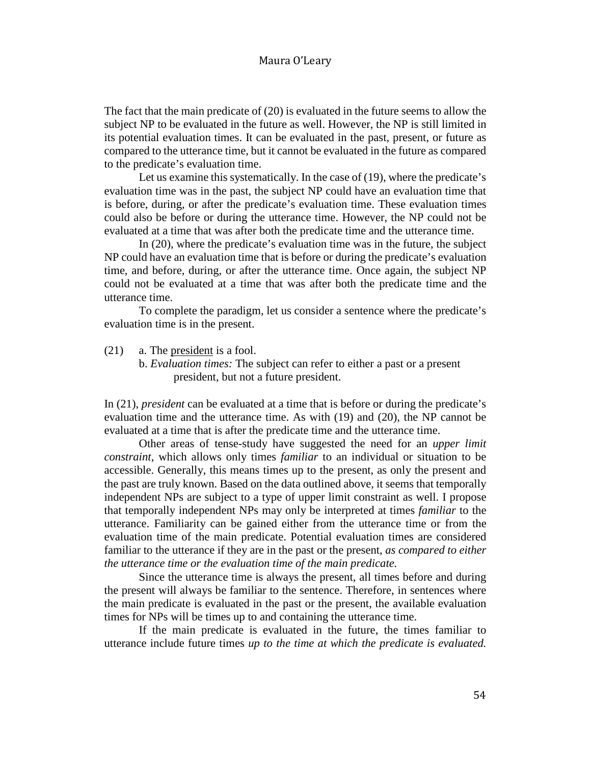The fact that the main predicate of (20) is evaluated in the future seems to allow the subject NP to be evaluated in the future as well. However, the NP is still limited in its potential evaluation times. It can be evaluated in the past, present, or future as compared to the utterance time, but it cannot be evaluated in the future as compared to the predicate's evaluation time.

Let us examine this systematically. In the case of (19), where the predicate's evaluation time was in the past, the subject NP could have an evaluation time that is before, during, or after the predicate's evaluation time. These evaluation times could also be before or during the utterance time. However, the NP could not be evaluated at a time that was after both the predicate time and the utterance time.

In (20), where the predicate's evaluation time was in the future, the subject NP could have an evaluation time that is before or during the predicate's evaluation time, and before, during, or after the utterance time. Once again, the subject NP could not be evaluated at a time that was after both the predicate time and the utterance time.

To complete the paradigm, let us consider a sentence where the predicate's evaluation time is in the present.

(21) a. The <u>president</u> is a fool.
b. *Evaluation times:* The subject can refer to either a past or a present president, but not a future president.

In (21), *president* can be evaluated at a time that is before or during the predicate's evaluation time and the utterance time. As with (19) and (20), the NP cannot be evaluated at a time that is after the predicate time and the utterance time.

Other areas of tense-study have suggested the need for an *upper limit constraint*, which allows only times *familiar* to an individual or situation to be accessible. Generally, this means times up to the present, as only the present and the past are truly known. Based on the data outlined above, it seems that temporally independent NPs are subject to a type of upper limit constraint as well. I propose that temporally independent NPs may only be interpreted at times *familiar* to the utterance. Familiarity can be gained either from the utterance time or from the evaluation time of the main predicate. Potential evaluation times are considered familiar to the utterance if they are in the past or the present, *as compared to either the utterance time or the evaluation time of the main predicate.*

Since the utterance time is always the present, all times before and during the present will always be familiar to the sentence. Therefore, in sentences where the main predicate is evaluated in the past or the present, the available evaluation times for NPs will be times up to and containing the utterance time.

If the main predicate is evaluated in the future, the times familiar to utterance include future times *up to the time at which the predicate is evaluated.*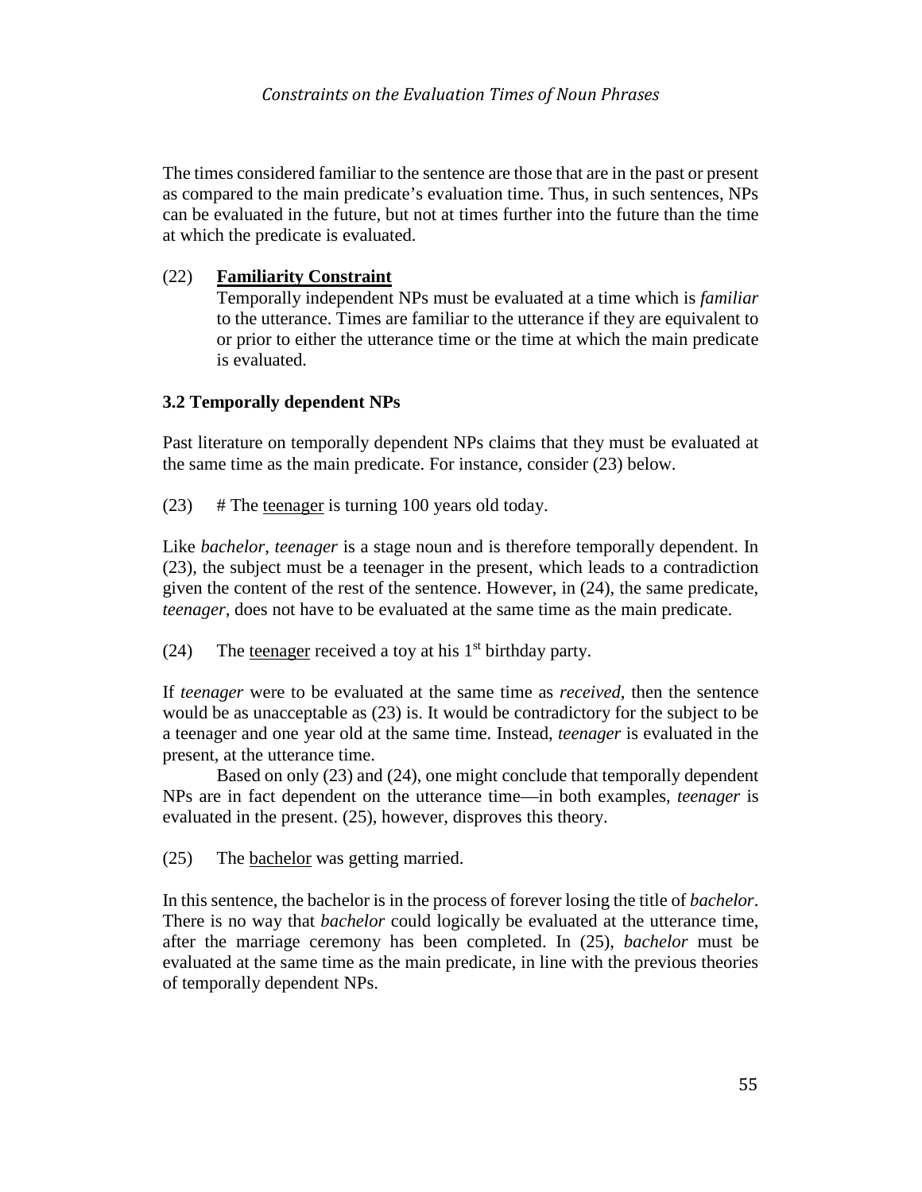The times considered familiar to the sentence are those that are in the past or present as compared to the main predicate's evaluation time. Thus, in such sentences, NPs can be evaluated in the future, but not at times further into the future than the time at which the predicate is evaluated.

(22) **<u>Familiarity Constraint</u>**
Temporally independent NPs must be evaluated at a time which is *familiar* to the utterance. Times are familiar to the utterance if they are equivalent to or prior to either the utterance time or the time at which the main predicate is evaluated.

### 3.2 Temporally dependent NPs

Past literature on temporally dependent NPs claims that they must be evaluated at the same time as the main predicate. For instance, consider (23) below.

(23) # The <u>teenager</u> is turning 100 years old today.

Like *bachelor*, *teenager* is a stage noun and is therefore temporally dependent. In (23), the subject must be a teenager in the present, which leads to a contradiction given the content of the rest of the sentence. However, in (24), the same predicate, *teenager*, does not have to be evaluated at the same time as the main predicate.

(24) The <u>teenager</u> received a toy at his 1st birthday party.

If *teenager* were to be evaluated at the same time as *received*, then the sentence would be as unacceptable as (23) is. It would be contradictory for the subject to be a teenager and one year old at the same time. Instead, *teenager* is evaluated in the present, at the utterance time.

Based on only (23) and (24), one might conclude that temporally dependent NPs are in fact dependent on the utterance time—in both examples, *teenager* is evaluated in the present. (25), however, disproves this theory.

(25) The <u>bachelor</u> was getting married.

In this sentence, the bachelor is in the process of forever losing the title of *bachelor*. There is no way that *bachelor* could logically be evaluated at the utterance time, after the marriage ceremony has been completed. In (25), *bachelor* must be evaluated at the same time as the main predicate, in line with the previous theories of temporally dependent NPs.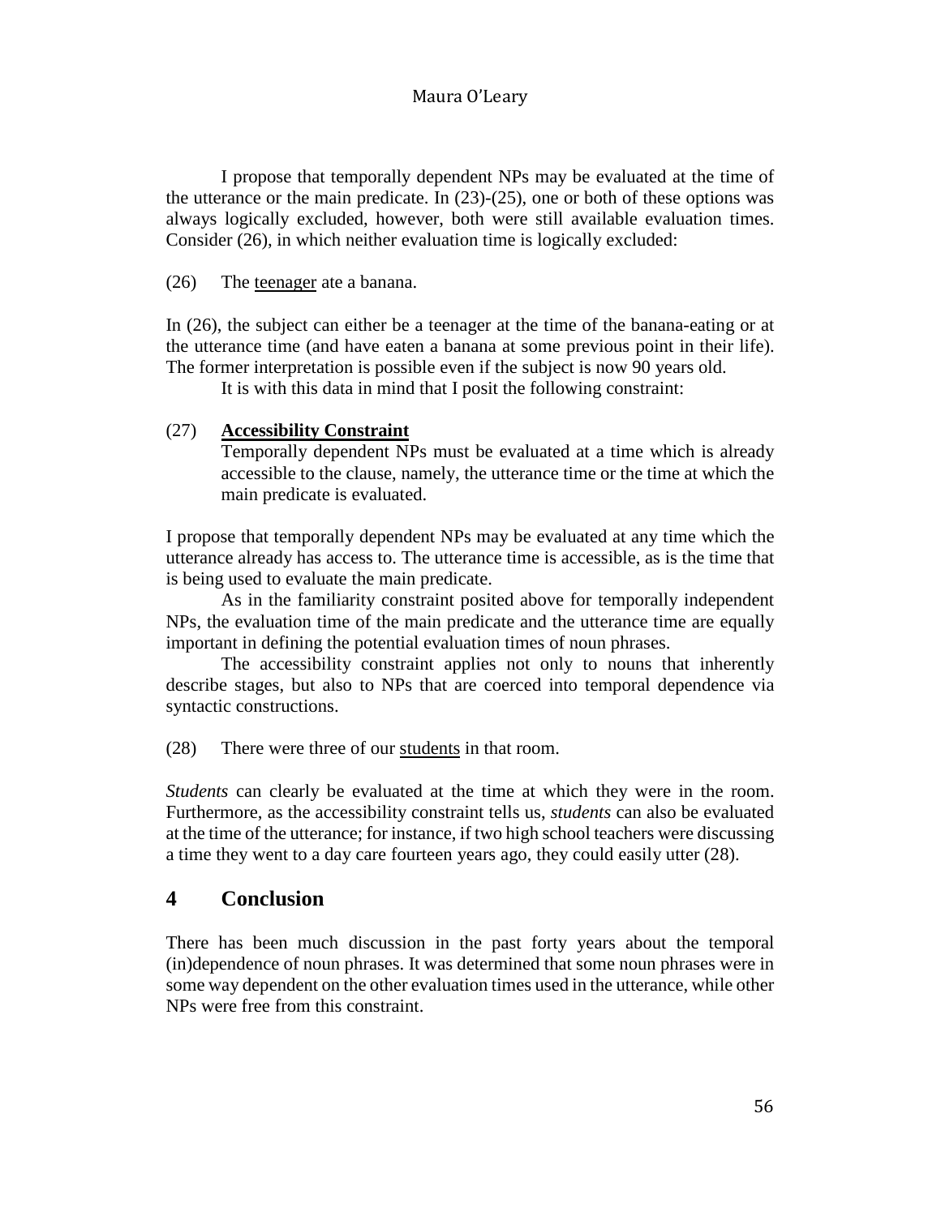I propose that temporally dependent NPs may be evaluated at the time of the utterance or the main predicate. In (23)-(25), one or both of these options was always logically excluded, however, both were still available evaluation times. Consider (26), in which neither evaluation time is logically excluded:

(26) The teenager ate a banana.

In (26), the subject can either be a teenager at the time of the banana-eating or at the utterance time (and have eaten a banana at some previous point in their life). The former interpretation is possible even if the subject is now 90 years old.

It is with this data in mind that I posit the following constraint:

(27) **Accessibility Constraint**
Temporally dependent NPs must be evaluated at a time which is already accessible to the clause, namely, the utterance time or the time at which the main predicate is evaluated.

I propose that temporally dependent NPs may be evaluated at any time which the utterance already has access to. The utterance time is accessible, as is the time that is being used to evaluate the main predicate.

As in the familiarity constraint posited above for temporally independent NPs, the evaluation time of the main predicate and the utterance time are equally important in defining the potential evaluation times of noun phrases.

The accessibility constraint applies not only to nouns that inherently describe stages, but also to NPs that are coerced into temporal dependence via syntactic constructions.

(28) There were three of our students in that room.

*Students* can clearly be evaluated at the time at which they were in the room. Furthermore, as the accessibility constraint tells us, *students* can also be evaluated at the time of the utterance; for instance, if two high school teachers were discussing a time they went to a day care fourteen years ago, they could easily utter (28).

## 4 Conclusion

There has been much discussion in the past forty years about the temporal (in)dependence of noun phrases. It was determined that some noun phrases were in some way dependent on the other evaluation times used in the utterance, while other NPs were free from this constraint.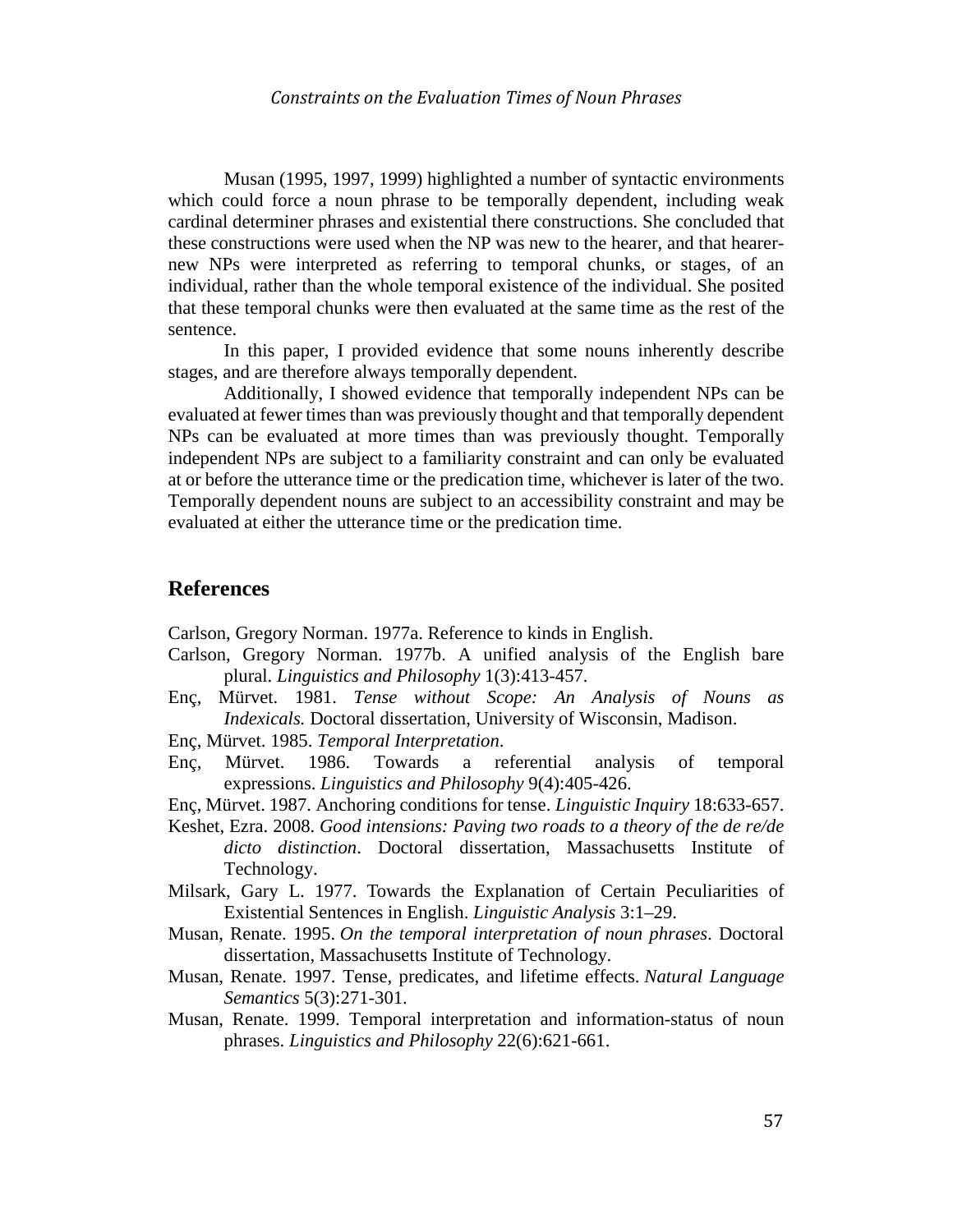Musan (1995, 1997, 1999) highlighted a number of syntactic environments which could force a noun phrase to be temporally dependent, including weak cardinal determiner phrases and existential there constructions. She concluded that these constructions were used when the NP was new to the hearer, and that hearer-new NPs were interpreted as referring to temporal chunks, or stages, of an individual, rather than the whole temporal existence of the individual. She posited that these temporal chunks were then evaluated at the same time as the rest of the sentence.

In this paper, I provided evidence that some nouns inherently describe stages, and are therefore always temporally dependent.

Additionally, I showed evidence that temporally independent NPs can be evaluated at fewer times than was previously thought and that temporally dependent NPs can be evaluated at more times than was previously thought. Temporally independent NPs are subject to a familiarity constraint and can only be evaluated at or before the utterance time or the predication time, whichever is later of the two. Temporally dependent nouns are subject to an accessibility constraint and may be evaluated at either the utterance time or the predication time.

## References

Carlson, Gregory Norman. 1977a. Reference to kinds in English.

Carlson, Gregory Norman. 1977b. A unified analysis of the English bare plural. *Linguistics and Philosophy* 1(3):413-457.

Enç, Mürvet. 1981. *Tense without Scope: An Analysis of Nouns as Indexicals.* Doctoral dissertation, University of Wisconsin, Madison.

Enç, Mürvet. 1985. *Temporal Interpretation*.

Enç, Mürvet. 1986. Towards a referential analysis of temporal expressions. *Linguistics and Philosophy* 9(4):405-426.

Enç, Mürvet. 1987. Anchoring conditions for tense. *Linguistic Inquiry* 18:633-657.

Keshet, Ezra. 2008. *Good intensions: Paving two roads to a theory of the de re/de dicto distinction*. Doctoral dissertation, Massachusetts Institute of Technology.

Milsark, Gary L. 1977. Towards the Explanation of Certain Peculiarities of Existential Sentences in English. *Linguistic Analysis* 3:1–29.

Musan, Renate. 1995. *On the temporal interpretation of noun phrases*. Doctoral dissertation, Massachusetts Institute of Technology.

Musan, Renate. 1997. Tense, predicates, and lifetime effects. *Natural Language Semantics* 5(3):271-301.

Musan, Renate. 1999. Temporal interpretation and information-status of noun phrases. *Linguistics and Philosophy* 22(6):621-661.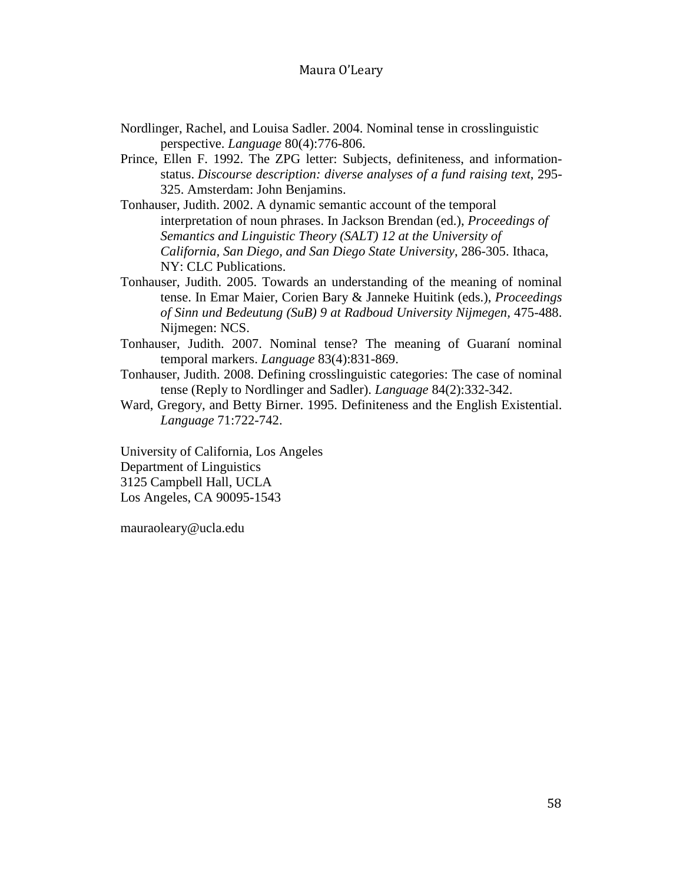Nordlinger, Rachel, and Louisa Sadler. 2004. Nominal tense in crosslinguistic perspective. *Language* 80(4):776-806.

Prince, Ellen F. 1992. The ZPG letter: Subjects, definiteness, and information-status. *Discourse description: diverse analyses of a fund raising text*, 295-325. Amsterdam: John Benjamins.

Tonhauser, Judith. 2002. A dynamic semantic account of the temporal interpretation of noun phrases. In Jackson Brendan (ed.), *Proceedings of Semantics and Linguistic Theory (SALT) 12 at the University of California, San Diego, and San Diego State University*, 286-305. Ithaca, NY: CLC Publications.

Tonhauser, Judith. 2005. Towards an understanding of the meaning of nominal tense. In Emar Maier, Corien Bary & Janneke Huitink (eds.), *Proceedings of Sinn und Bedeutung (SuB) 9 at Radboud University Nijmegen*, 475-488. Nijmegen: NCS.

Tonhauser, Judith. 2007. Nominal tense? The meaning of Guaraní nominal temporal markers. *Language* 83(4):831-869.

Tonhauser, Judith. 2008. Defining crosslinguistic categories: The case of nominal tense (Reply to Nordlinger and Sadler). *Language* 84(2):332-342.

Ward, Gregory, and Betty Birner. 1995. Definiteness and the English Existential. *Language* 71:722-742.

University of California, Los Angeles
Department of Linguistics
3125 Campbell Hall, UCLA
Los Angeles, CA 90095-1543

mauraoleary@ucla.edu